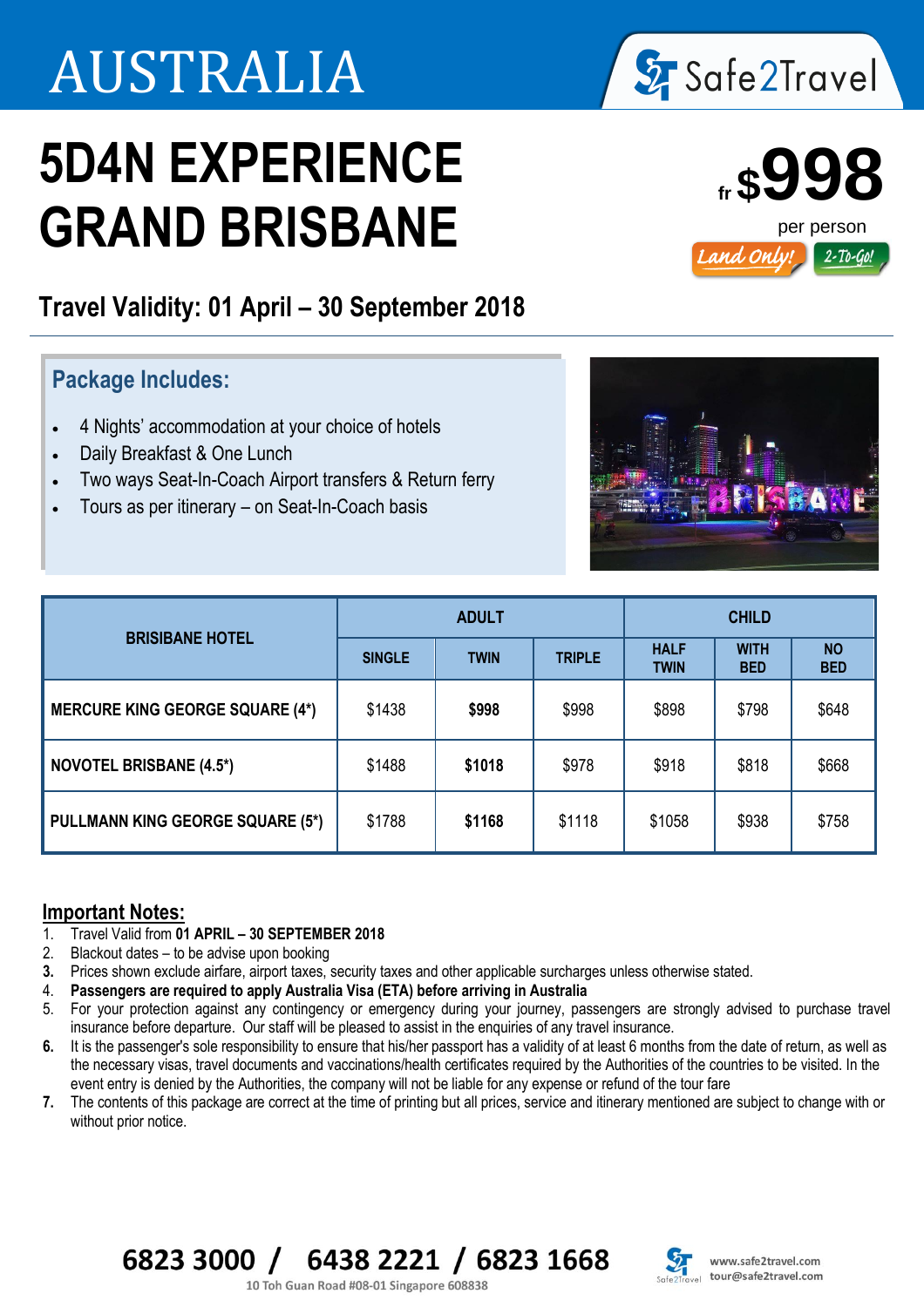# AUSTRALIA

Safe2Travel

# 5D4N EXPERIENCE GRAND BRISBANE

fr **$998** per person

Land Only! 2-To-Go!

## Travel Validity: 01 April – 30 September 2018

### Package Includes:

- 4 Nights' accommodation at your choice of hotels
- Daily Breakfast & One Lunch
- Two ways Seat-In-Coach Airport transfers & Return ferry
- Tours as per itinerary – on Seat-In-Coach basis

| BRISBANE HOTEL | ADULT | | | CHILD | | |
|---|---|---|---|---|---|---|
| | SINGLE | TWIN | TRIPLE | HALF TWIN | WITH BED | NO BED |
| MERCURE KING GEORGE SQUARE (4*) | $1438 | **$998** | $998 | $898 | $798 | $648 |
| NOVOTEL BRISBANE (4.5*) | $1488 | **$1018** | $978 | $918 | $818 | $668 |
| PULLMANN KING GEORGE SQUARE (5*) | $1788 | **$1168** | $1118 | $1058 | $938 | $758 |

### Important Notes:

1. Travel Valid from **01 APRIL – 30 SEPTEMBER 2018**
2. Blackout dates – to be advise upon booking
3. Prices shown exclude airfare, airport taxes, security taxes and other applicable surcharges unless otherwise stated.
4. **Passengers are required to apply Australia Visa (ETA) before arriving in Australia**
5. For your protection against any contingency or emergency during your journey, passengers are strongly advised to purchase travel insurance before departure. Our staff will be pleased to assist in the enquiries of any travel insurance.
6. It is the passenger's sole responsibility to ensure that his/her passport has a validity of at least 6 months from the date of return, as well as the necessary visas, travel documents and vaccinations/health certificates required by the Authorities of the countries to be visited. In the event entry is denied by the Authorities, the company will not be liable for any expense or refund of the tour fare
7. The contents of this package are correct at the time of printing but all prices, service and itinerary mentioned are subject to change with or without prior notice.

**6823 3000 / 6438 2221 / 6823 1668**

10 Toh Guan Road #08-01 Singapore 608838

www.safe2travel.com
tour@safe2travel.com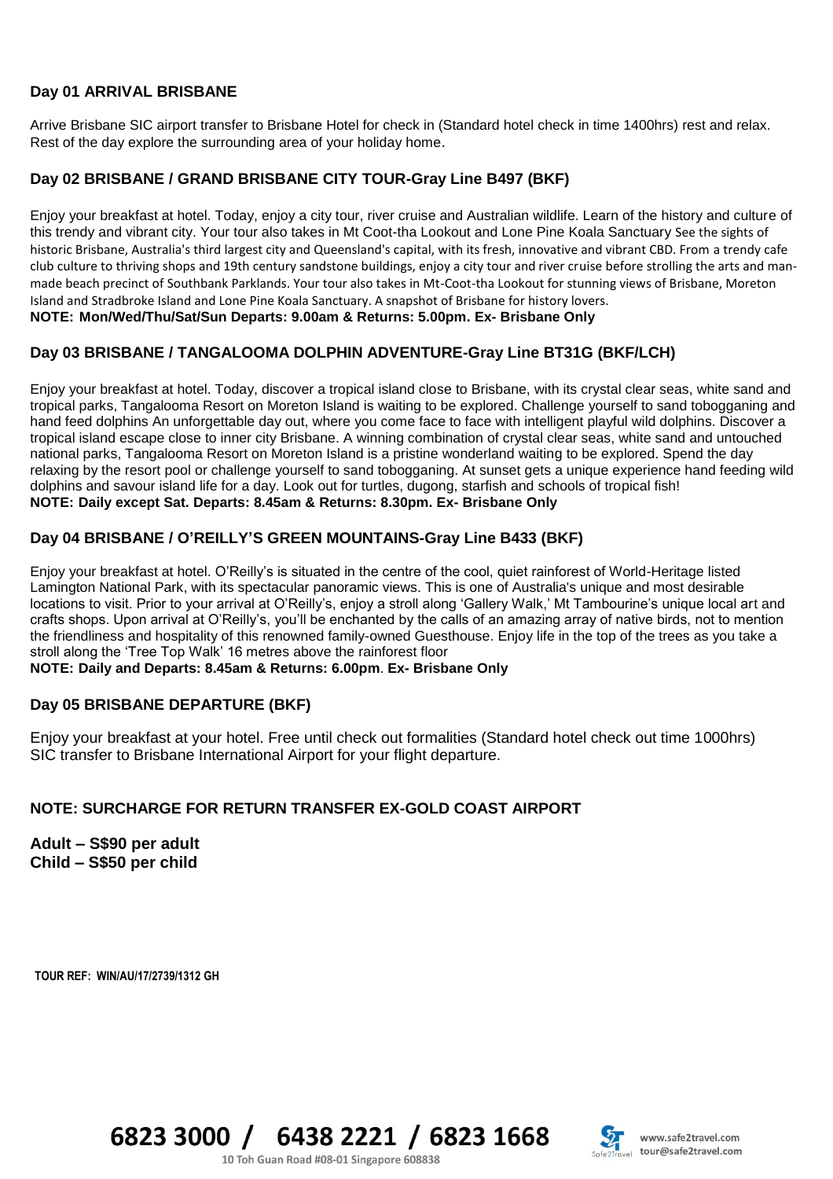### Day 01 ARRIVAL BRISBANE

Arrive Brisbane SIC airport transfer to Brisbane Hotel for check in (Standard hotel check in time 1400hrs) rest and relax. Rest of the day explore the surrounding area of your holiday home.

### Day 02 BRISBANE / GRAND BRISBANE CITY TOUR-Gray Line B497 (BKF)

Enjoy your breakfast at hotel. Today, enjoy a city tour, river cruise and Australian wildlife. Learn of the history and culture of this trendy and vibrant city. Your tour also takes in Mt Coot-tha Lookout and Lone Pine Koala Sanctuary See the sights of historic Brisbane, Australia's third largest city and Queensland's capital, with its fresh, innovative and vibrant CBD. From a trendy cafe club culture to thriving shops and 19th century sandstone buildings, enjoy a city tour and river cruise before strolling the arts and man-made beach precinct of Southbank Parklands. Your tour also takes in Mt-Coot-tha Lookout for stunning views of Brisbane, Moreton Island and Stradbroke Island and Lone Pine Koala Sanctuary. A snapshot of Brisbane for history lovers.

**NOTE: Mon/Wed/Thu/Sat/Sun Departs: 9.00am & Returns: 5.00pm. Ex- Brisbane Only**

### Day 03 BRISBANE / TANGALOOMA DOLPHIN ADVENTURE-Gray Line BT31G (BKF/LCH)

Enjoy your breakfast at hotel. Today, discover a tropical island close to Brisbane, with its crystal clear seas, white sand and tropical parks, Tangalooma Resort on Moreton Island is waiting to be explored. Challenge yourself to sand tobogganing and hand feed dolphins An unforgettable day out, where you come face to face with intelligent playful wild dolphins. Discover a tropical island escape close to inner city Brisbane. A winning combination of crystal clear seas, white sand and untouched national parks, Tangalooma Resort on Moreton Island is a pristine wonderland waiting to be explored. Spend the day relaxing by the resort pool or challenge yourself to sand tobogganing. At sunset gets a unique experience hand feeding wild dolphins and savour island life for a day. Look out for turtles, dugong, starfish and schools of tropical fish!

**NOTE: Daily except Sat. Departs: 8.45am & Returns: 8.30pm. Ex- Brisbane Only**

### Day 04 BRISBANE / O'REILLY'S GREEN MOUNTAINS-Gray Line B433 (BKF)

Enjoy your breakfast at hotel. O'Reilly's is situated in the centre of the cool, quiet rainforest of World-Heritage listed Lamington National Park, with its spectacular panoramic views. This is one of Australia's unique and most desirable locations to visit. Prior to your arrival at O'Reilly's, enjoy a stroll along 'Gallery Walk,' Mt Tambourine's unique local art and crafts shops. Upon arrival at O'Reilly's, you'll be enchanted by the calls of an amazing array of native birds, not to mention the friendliness and hospitality of this renowned family-owned Guesthouse. Enjoy life in the top of the trees as you take a stroll along the 'Tree Top Walk' 16 metres above the rainforest floor

**NOTE: Daily and Departs: 8.45am & Returns: 6.00pm. Ex- Brisbane Only**

### Day 05 BRISBANE DEPARTURE (BKF)

Enjoy your breakfast at your hotel. Free until check out formalities (Standard hotel check out time 1000hrs) SIC transfer to Brisbane International Airport for your flight departure.

### NOTE: SURCHARGE FOR RETURN TRANSFER EX-GOLD COAST AIRPORT

**Adult – S$90 per adult**
**Child – S$50 per child**

**TOUR REF: WIN/AU/17/2739/1312 GH**

6823 3000 / 6438 2221 / 6823 1668

10 Toh Guan Road #08-01 Singapore 608838

www.safe2travel.com
tour@safe2travel.com